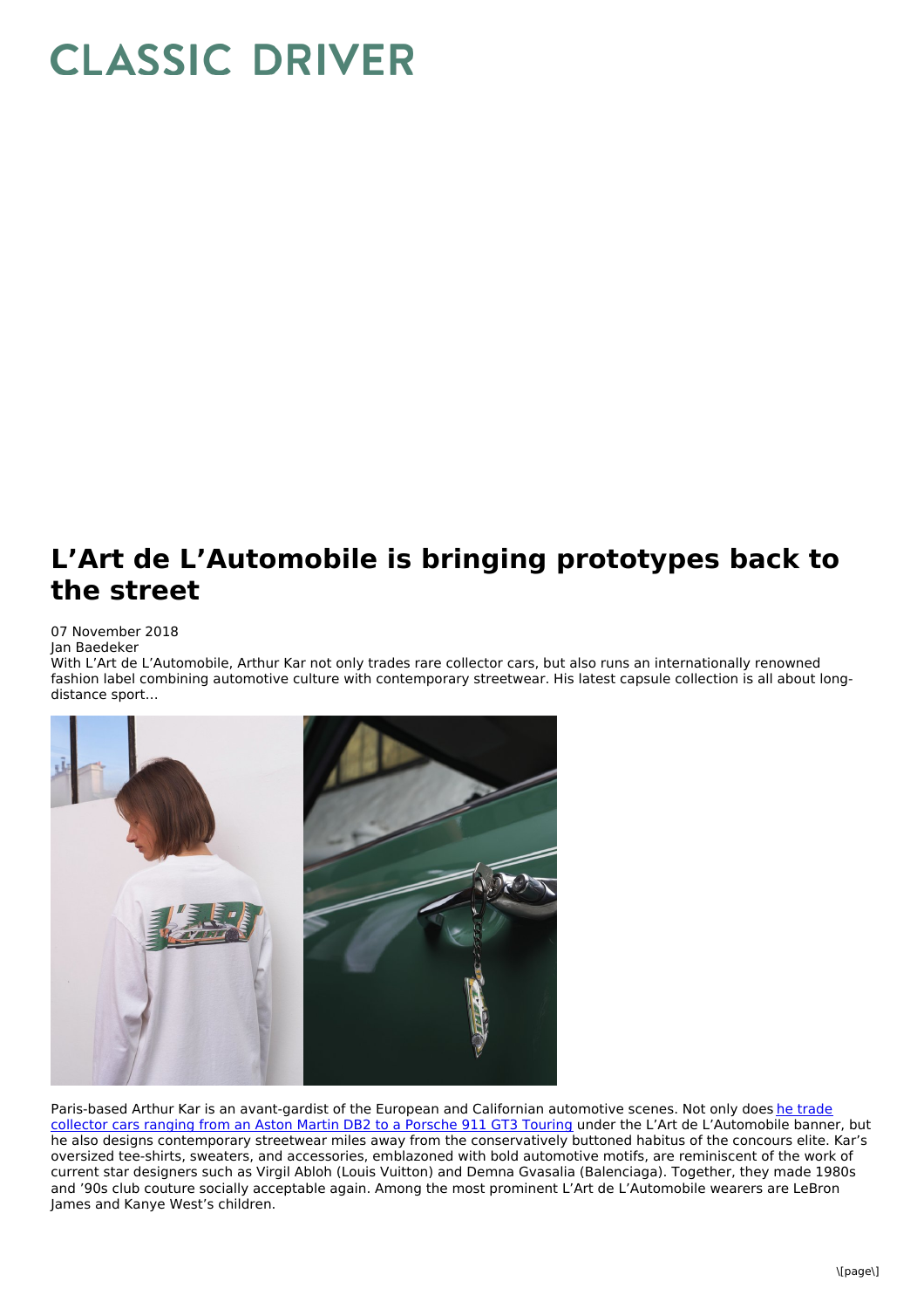# CLASSIC DRIVER

## L'Art de L'Automobile is bringing prototypes back to the street

07 November 2018
Jan Baedeker

With L'Art de L'Automobile, Arthur Kar not only trades rare collector cars, but also runs an internationally renowned fashion label combining automotive culture with contemporary streetwear. His latest capsule collection is all about long-distance sport…

Paris-based Arthur Kar is an avant-gardist of the European and Californian automotive scenes. Not only does he trade collector cars ranging from an Aston Martin DB2 to a Porsche 911 GT3 Touring under the L'Art de L'Automobile banner, but he also designs contemporary streetwear miles away from the conservatively buttoned habitus of the concours elite. Kar's oversized tee-shirts, sweaters, and accessories, emblazoned with bold automotive motifs, are reminiscent of the work of current star designers such as Virgil Abloh (Louis Vuitton) and Demna Gvasalia (Balenciaga). Together, they made 1980s and '90s club couture socially acceptable again. Among the most prominent L'Art de L'Automobile wearers are LeBron James and Kanye West's children.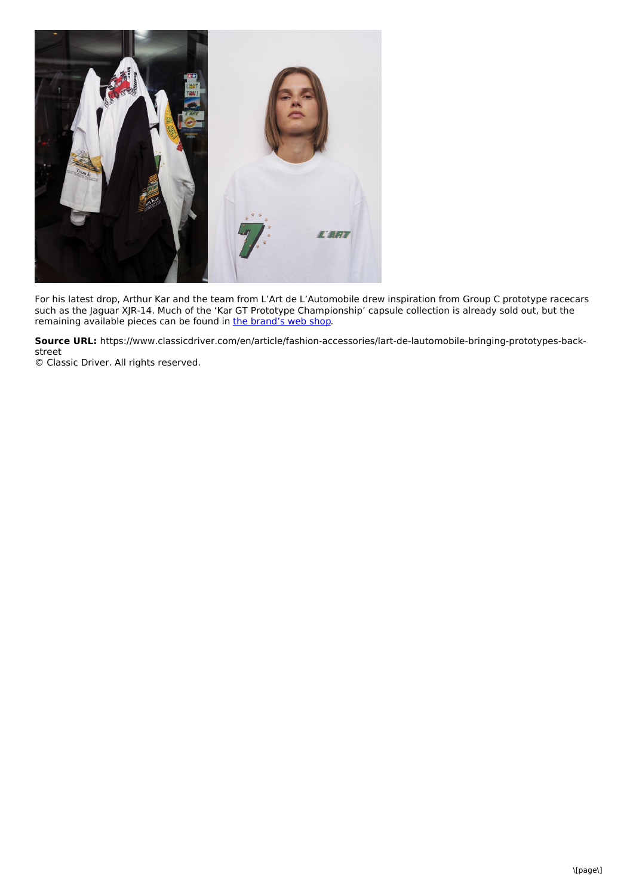For his latest drop, Arthur Kar and the team from L'Art de L'Automobile drew inspiration from Group C prototype racecars such as the Jaguar XJR-14. Much of the 'Kar GT Prototype Championship' capsule collection is already sold out, but the remaining available pieces can be found in the brand's web shop.

**Source URL:** https://www.classicdriver.com/en/article/fashion-accessories/lart-de-lautomobile-bringing-prototypes-back-street
© Classic Driver. All rights reserved.